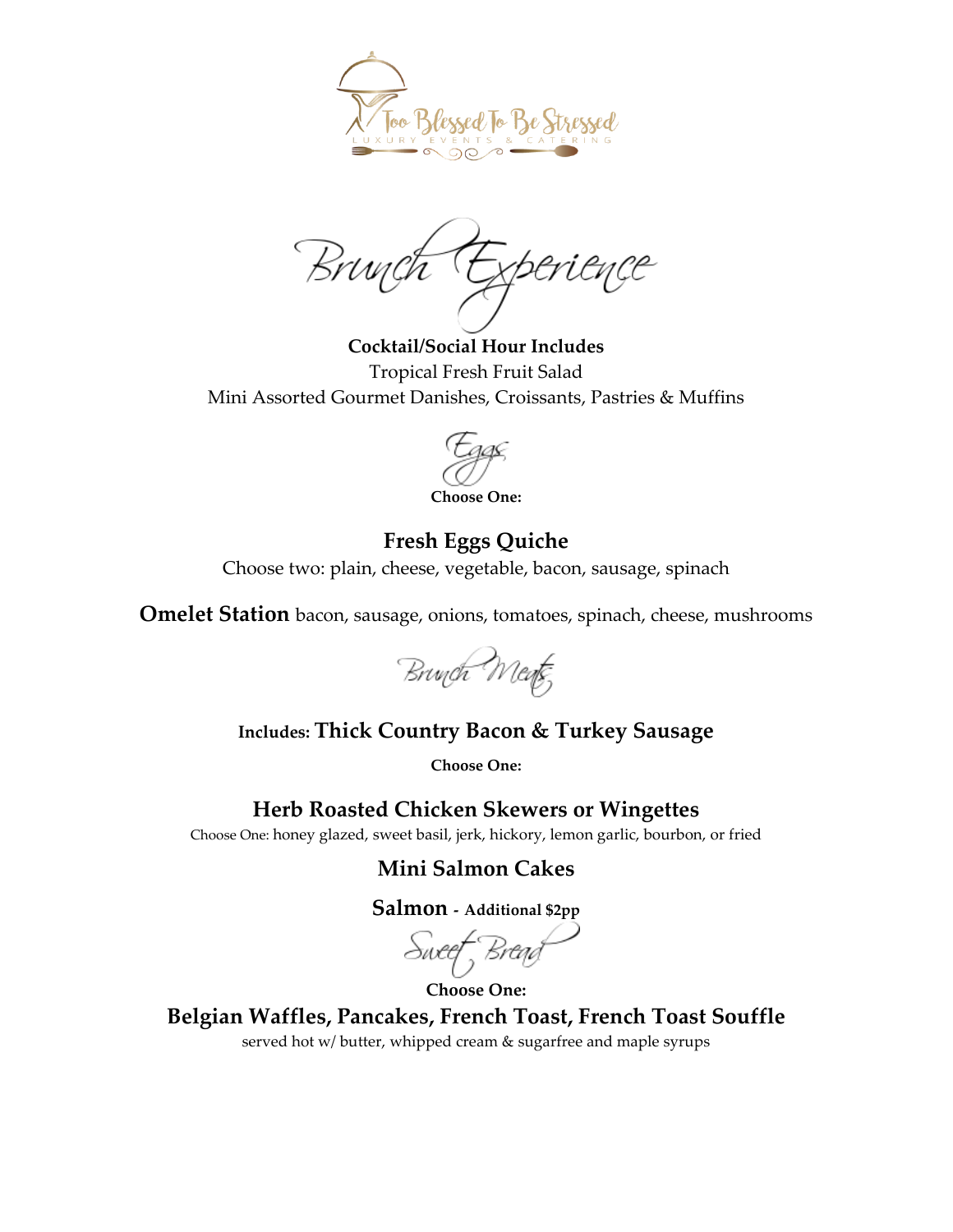Too Blessed To Be Stressed
LUXURY EVENTS & CATERING

# Brunch Experience

**Cocktail/Social Hour Includes**

Tropical Fresh Fruit Salad

Mini Assorted Gourmet Danishes, Croissants, Pastries & Muffins

## Eggs

**Choose One:**

### Fresh Eggs Quiche

Choose two: plain, cheese, vegetable, bacon, sausage, spinach

**Omelet Station** bacon, sausage, onions, tomatoes, spinach, cheese, mushrooms

## Brunch Meats

**Includes: Thick Country Bacon & Turkey Sausage**

**Choose One:**

### Herb Roasted Chicken Skewers or Wingettes

Choose One: honey glazed, sweet basil, jerk, hickory, lemon garlic, bourbon, or fried

### Mini Salmon Cakes

### Salmon - Additional $2pp

## Sweet Bread

**Choose One:**

### Belgian Waffles, Pancakes, French Toast, French Toast Souffle

served hot w/ butter, whipped cream & sugarfree and maple syrups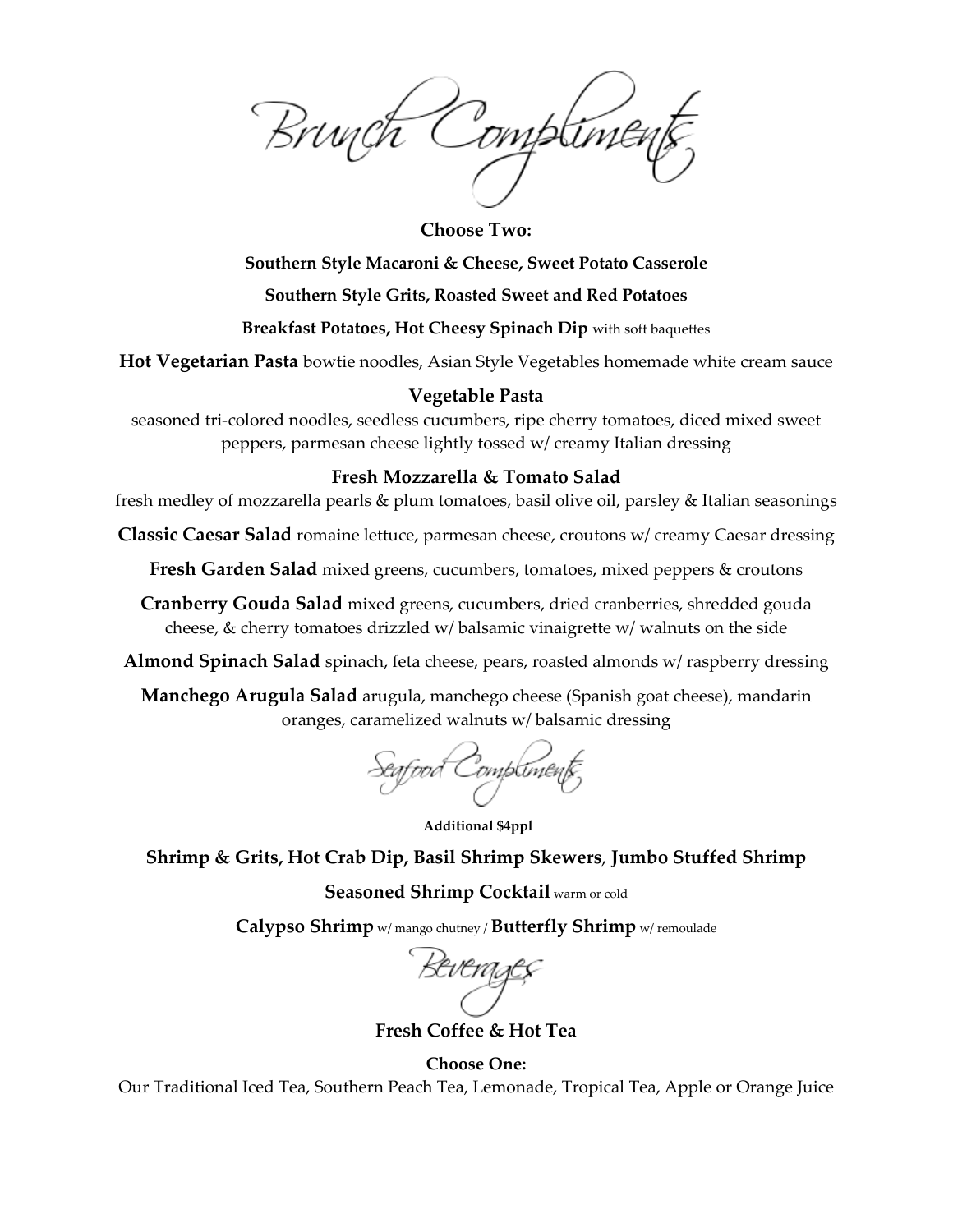# Brunch Compliments

**Choose Two:**

**Southern Style Macaroni & Cheese, Sweet Potato Casserole**

**Southern Style Grits, Roasted Sweet and Red Potatoes**

**Breakfast Potatoes, Hot Cheesy Spinach Dip** with soft baquettes

**Hot Vegetarian Pasta** bowtie noodles, Asian Style Vegetables homemade white cream sauce

**Vegetable Pasta**
seasoned tri-colored noodles, seedless cucumbers, ripe cherry tomatoes, diced mixed sweet peppers, parmesan cheese lightly tossed w/ creamy Italian dressing

**Fresh Mozzarella & Tomato Salad**
fresh medley of mozzarella pearls & plum tomatoes, basil olive oil, parsley & Italian seasonings

**Classic Caesar Salad** romaine lettuce, parmesan cheese, croutons w/ creamy Caesar dressing

**Fresh Garden Salad** mixed greens, cucumbers, tomatoes, mixed peppers & croutons

**Cranberry Gouda Salad** mixed greens, cucumbers, dried cranberries, shredded gouda cheese, & cherry tomatoes drizzled w/ balsamic vinaigrette w/ walnuts on the side

**Almond Spinach Salad** spinach, feta cheese, pears, roasted almonds w/ raspberry dressing

**Manchego Arugula Salad** arugula, manchego cheese (Spanish goat cheese), mandarin oranges, caramelized walnuts w/ balsamic dressing

# Seafood Compliments

**Additional $4ppl**

**Shrimp & Grits, Hot Crab Dip, Basil Shrimp Skewers**, **Jumbo Stuffed Shrimp**

**Seasoned Shrimp Cocktail** warm or cold

**Calypso Shrimp** w/ mango chutney / **Butterfly Shrimp** w/ remoulade

# Beverages

**Fresh Coffee & Hot Tea**

**Choose One:**
Our Traditional Iced Tea, Southern Peach Tea, Lemonade, Tropical Tea, Apple or Orange Juice